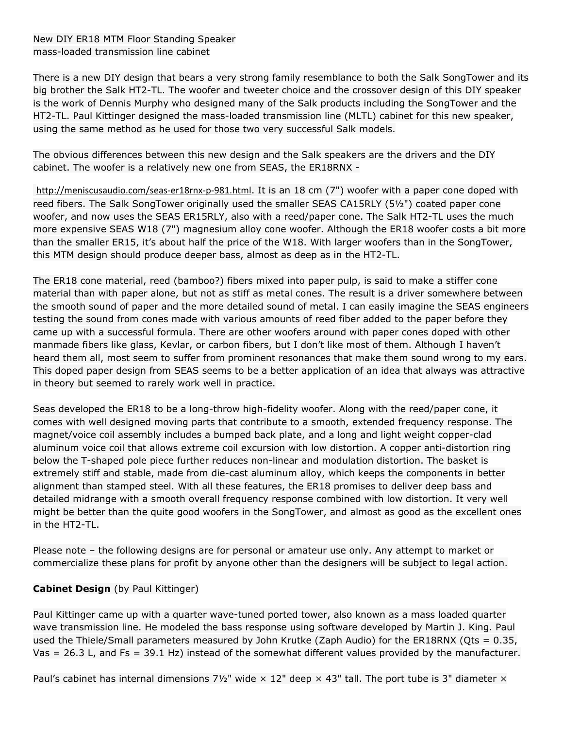New DIY ER18 MTM Floor Standing Speaker
mass-loaded transmission line cabinet

There is a new DIY design that bears a very strong family resemblance to both the Salk SongTower and its big brother the Salk HT2-TL. The woofer and tweeter choice and the crossover design of this DIY speaker is the work of Dennis Murphy who designed many of the Salk products including the SongTower and the HT2-TL. Paul Kittinger designed the mass-loaded transmission line (MLTL) cabinet for this new speaker, using the same method as he used for those two very successful Salk models.

The obvious differences between this new design and the Salk speakers are the drivers and the DIY cabinet. The woofer is a relatively new one from SEAS, the ER18RNX -

http://meniscusaudio.com/seas-er18rnx-p-981.html. It is an 18 cm (7") woofer with a paper cone doped with reed fibers. The Salk SongTower originally used the smaller SEAS CA15RLY (5½") coated paper cone woofer, and now uses the SEAS ER15RLY, also with a reed/paper cone. The Salk HT2-TL uses the much more expensive SEAS W18 (7") magnesium alloy cone woofer. Although the ER18 woofer costs a bit more than the smaller ER15, it's about half the price of the W18. With larger woofers than in the SongTower, this MTM design should produce deeper bass, almost as deep as in the HT2-TL.

The ER18 cone material, reed (bamboo?) fibers mixed into paper pulp, is said to make a stiffer cone material than with paper alone, but not as stiff as metal cones. The result is a driver somewhere between the smooth sound of paper and the more detailed sound of metal. I can easily imagine the SEAS engineers testing the sound from cones made with various amounts of reed fiber added to the paper before they came up with a successful formula. There are other woofers around with paper cones doped with other manmade fibers like glass, Kevlar, or carbon fibers, but I don't like most of them. Although I haven't heard them all, most seem to suffer from prominent resonances that make them sound wrong to my ears. This doped paper design from SEAS seems to be a better application of an idea that always was attractive in theory but seemed to rarely work well in practice.

Seas developed the ER18 to be a long-throw high-fidelity woofer. Along with the reed/paper cone, it comes with well designed moving parts that contribute to a smooth, extended frequency response. The magnet/voice coil assembly includes a bumped back plate, and a long and light weight copper-clad aluminum voice coil that allows extreme coil excursion with low distortion. A copper anti-distortion ring below the T-shaped pole piece further reduces non-linear and modulation distortion. The basket is extremely stiff and stable, made from die-cast aluminum alloy, which keeps the components in better alignment than stamped steel. With all these features, the ER18 promises to deliver deep bass and detailed midrange with a smooth overall frequency response combined with low distortion. It very well might be better than the quite good woofers in the SongTower, and almost as good as the excellent ones in the HT2-TL.

Please note – the following designs are for personal or amateur use only. Any attempt to market or commercialize these plans for profit by anyone other than the designers will be subject to legal action.

**Cabinet Design** (by Paul Kittinger)

Paul Kittinger came up with a quarter wave-tuned ported tower, also known as a mass loaded quarter wave transmission line. He modeled the bass response using software developed by Martin J. King. Paul used the Thiele/Small parameters measured by John Krutke (Zaph Audio) for the ER18RNX ($Q_{ts}$ = 0.35, $V_{as}$ = 26.3 L, and $F_s$ = 39.1 Hz) instead of the somewhat different values provided by the manufacturer.

Paul's cabinet has internal dimensions 7½" wide × 12" deep × 43" tall. The port tube is 3" diameter ×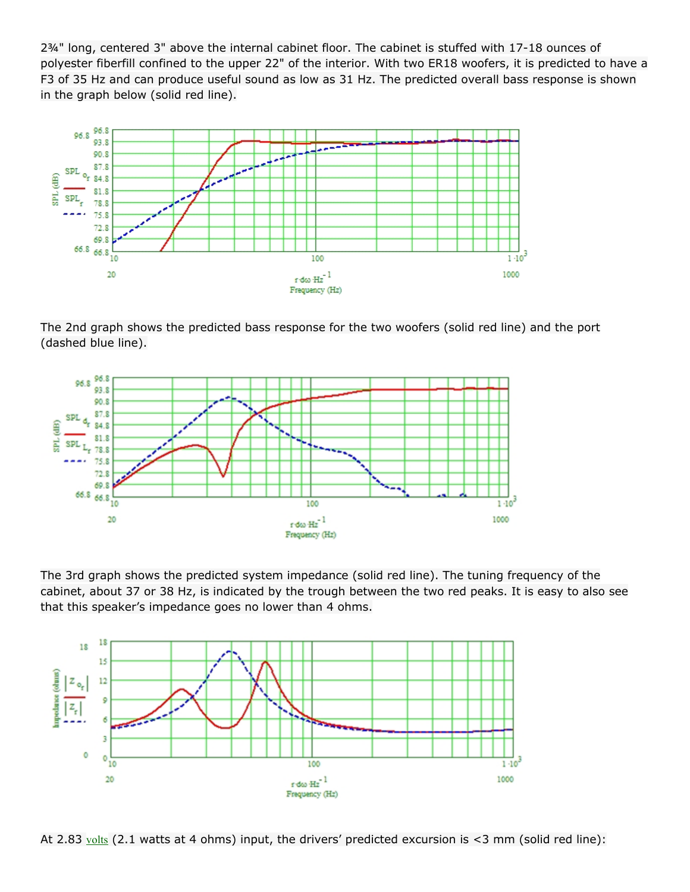2¾" long, centered 3" above the internal cabinet floor. The cabinet is stuffed with 17-18 ounces of polyester fiberfill confined to the upper 22" of the interior. With two ER18 woofers, it is predicted to have a F3 of 35 Hz and can produce useful sound as low as 31 Hz. The predicted overall bass response is shown in the graph below (solid red line).

The 2nd graph shows the predicted bass response for the two woofers (solid red line) and the port (dashed blue line).

The 3rd graph shows the predicted system impedance (solid red line). The tuning frequency of the cabinet, about 37 or 38 Hz, is indicated by the trough between the two red peaks. It is easy to also see that this speaker's impedance goes no lower than 4 ohms.

At 2.83 volts (2.1 watts at 4 ohms) input, the drivers' predicted excursion is <3 mm (solid red line):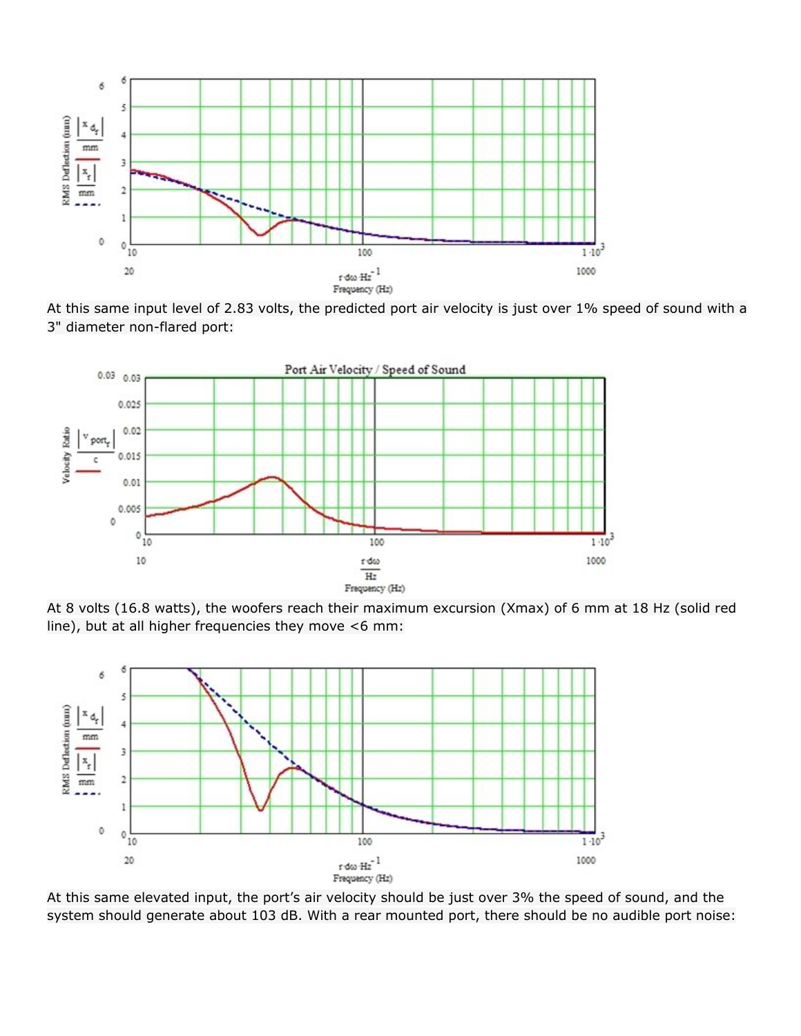At this same input level of 2.83 volts, the predicted port air velocity is just over 1% speed of sound with a 3" diameter non-flared port:

At 8 volts (16.8 watts), the woofers reach their maximum excursion (Xmax) of 6 mm at 18 Hz (solid red line), but at all higher frequencies they move <6 mm:

At this same elevated input, the port's air velocity should be just over 3% the speed of sound, and the system should generate about 103 dB. With a rear mounted port, there should be no audible port noise: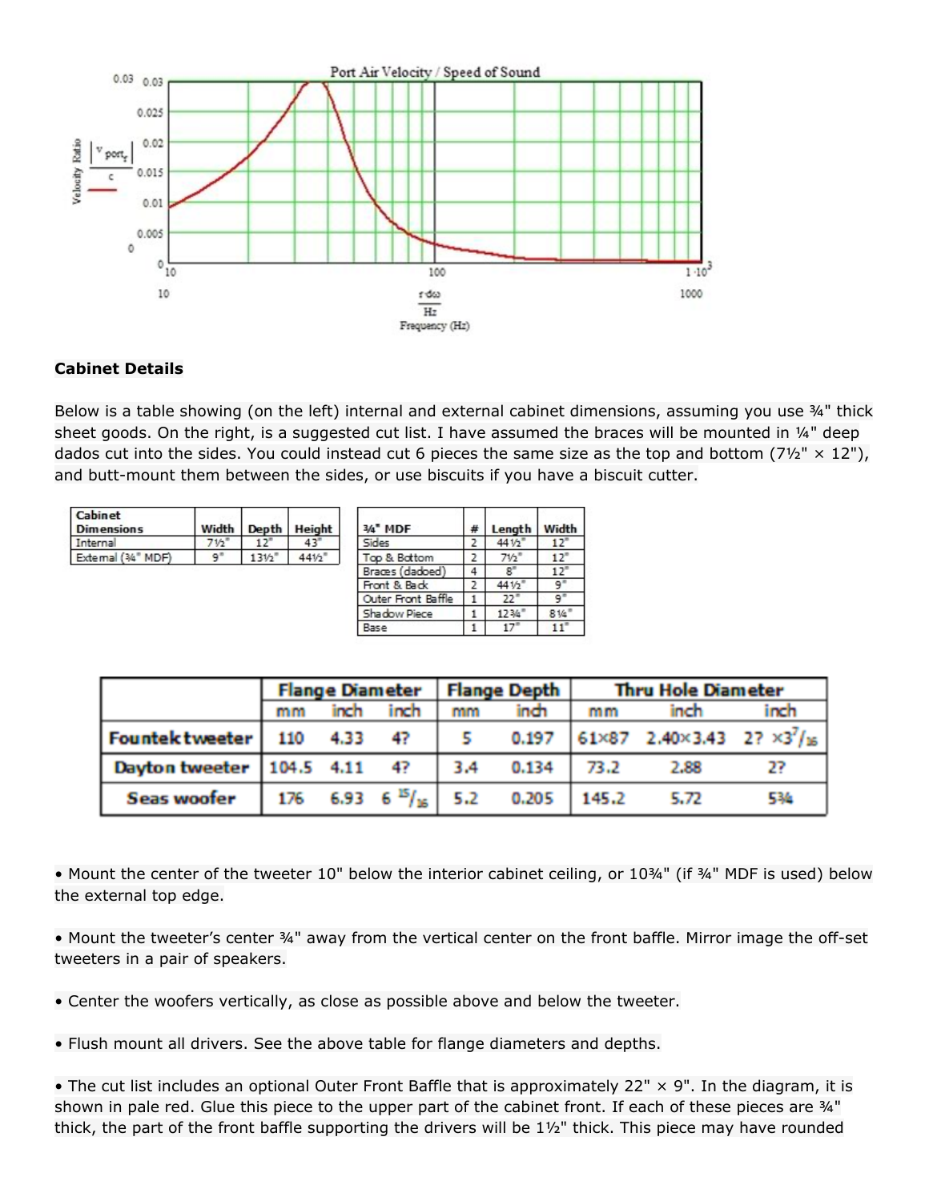## Cabinet Details

Below is a table showing (on the left) internal and external cabinet dimensions, assuming you use ¾" thick sheet goods. On the right, is a suggested cut list. I have assumed the braces will be mounted in ¼" deep dados cut into the sides. You could instead cut 6 pieces the same size as the top and bottom (7½" × 12"), and butt-mount them between the sides, or use biscuits if you have a biscuit cutter.

| Cabinet Dimensions | Width | Depth | Height |
|---|---|---|---|
| Internal | 7½" | 12" | 43" |
| External (¾" MDF) | 9" | 13½" | 44½" |

| ¾" MDF | # | Length | Width |
|---|---|---|---|
| Sides | 2 | 44½" | 12" |
| Top & Bottom | 2 | 7½" | 12" |
| Braces (dadoed) | 4 | 8" | 12" |
| Front & Back | 2 | 44½" | 9" |
| Outer Front Baffle | 1 | 22" | 9" |
| Shadow Piece | 1 | 12¾" | 8¼" |
| Base | 1 | 17" | 11" |

| | Flange Diameter | | | Flange Depth | | Thru Hole Diameter | | |
|---|---|---|---|---|---|---|---|---|
| | mm | inch | inch | mm | inch | mm | inch | inch |
| Fountek tweeter | 110 | 4.33 | 4? | 5 | 0.197 | 61×87 | 2.40×3.43 | 2? ×3 7/16 |
| Dayton tweeter | 104.5 | 4.11 | 4? | 3.4 | 0.134 | 73.2 | 2.88 | 2? |
| Seas woofer | 176 | 6.93 | 6 15/16 | 5.2 | 0.205 | 145.2 | 5.72 | 5¾ |

- Mount the center of the tweeter 10" below the interior cabinet ceiling, or 10¾" (if ¾" MDF is used) below the external top edge.
- Mount the tweeter's center ¾" away from the vertical center on the front baffle. Mirror image the off-set tweeters in a pair of speakers.
- Center the woofers vertically, as close as possible above and below the tweeter.
- Flush mount all drivers. See the above table for flange diameters and depths.
- The cut list includes an optional Outer Front Baffle that is approximately 22" × 9". In the diagram, it is shown in pale red. Glue this piece to the upper part of the cabinet front. If each of these pieces are ¾" thick, the part of the front baffle supporting the drivers will be 1½" thick. This piece may have rounded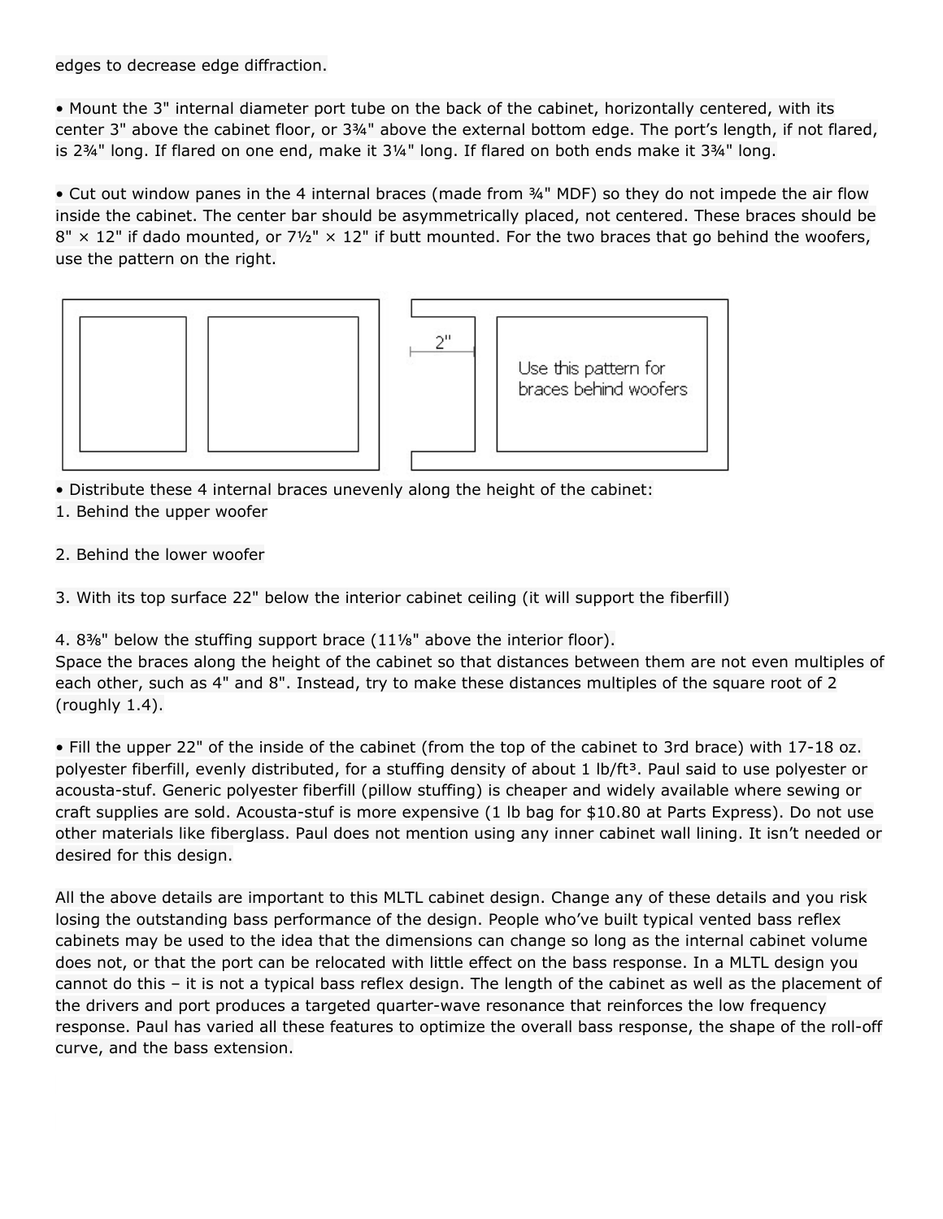edges to decrease edge diffraction.

• Mount the 3" internal diameter port tube on the back of the cabinet, horizontally centered, with its center 3" above the cabinet floor, or 3¾" above the external bottom edge. The port's length, if not flared, is 2¾" long. If flared on one end, make it 3¼" long. If flared on both ends make it 3¾" long.

• Cut out window panes in the 4 internal braces (made from ¾" MDF) so they do not impede the air flow inside the cabinet. The center bar should be asymmetrically placed, not centered. These braces should be 8" × 12" if dado mounted, or 7½" × 12" if butt mounted. For the two braces that go behind the woofers, use the pattern on the right.

2"

Use this pattern for braces behind woofers

• Distribute these 4 internal braces unevenly along the height of the cabinet:

1. Behind the upper woofer

2. Behind the lower woofer

3. With its top surface 22" below the interior cabinet ceiling (it will support the fiberfill)

4. 8⅜" below the stuffing support brace (11⅛" above the interior floor).

Space the braces along the height of the cabinet so that distances between them are not even multiples of each other, such as 4" and 8". Instead, try to make these distances multiples of the square root of 2 (roughly 1.4).

• Fill the upper 22" of the inside of the cabinet (from the top of the cabinet to 3rd brace) with 17-18 oz. polyester fiberfill, evenly distributed, for a stuffing density of about 1 lb/ft³. Paul said to use polyester or acousta-stuf. Generic polyester fiberfill (pillow stuffing) is cheaper and widely available where sewing or craft supplies are sold. Acousta-stuf is more expensive (1 lb bag for $10.80 at Parts Express). Do not use other materials like fiberglass. Paul does not mention using any inner cabinet wall lining. It isn't needed or desired for this design.

All the above details are important to this MLTL cabinet design. Change any of these details and you risk losing the outstanding bass performance of the design. People who've built typical vented bass reflex cabinets may be used to the idea that the dimensions can change so long as the internal cabinet volume does not, or that the port can be relocated with little effect on the bass response. In a MLTL design you cannot do this – it is not a typical bass reflex design. The length of the cabinet as well as the placement of the drivers and port produces a targeted quarter-wave resonance that reinforces the low frequency response. Paul has varied all these features to optimize the overall bass response, the shape of the roll-off curve, and the bass extension.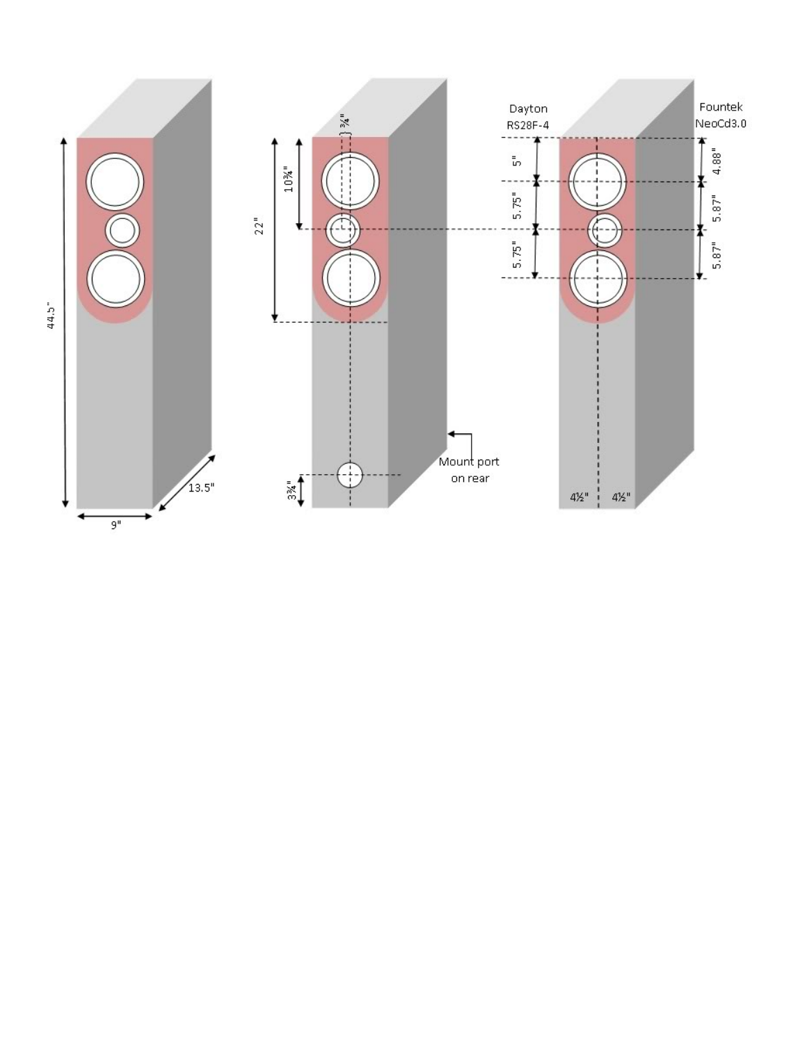44.5"

9"

13.5"

¾"

10¾"

22"

3¾"

Mount port on rear

Dayton RS28F-4

5"

5.75"

5.75"

Fountek NeoCd3.0

4.88"

5.87"

5.87"

4½" 4½"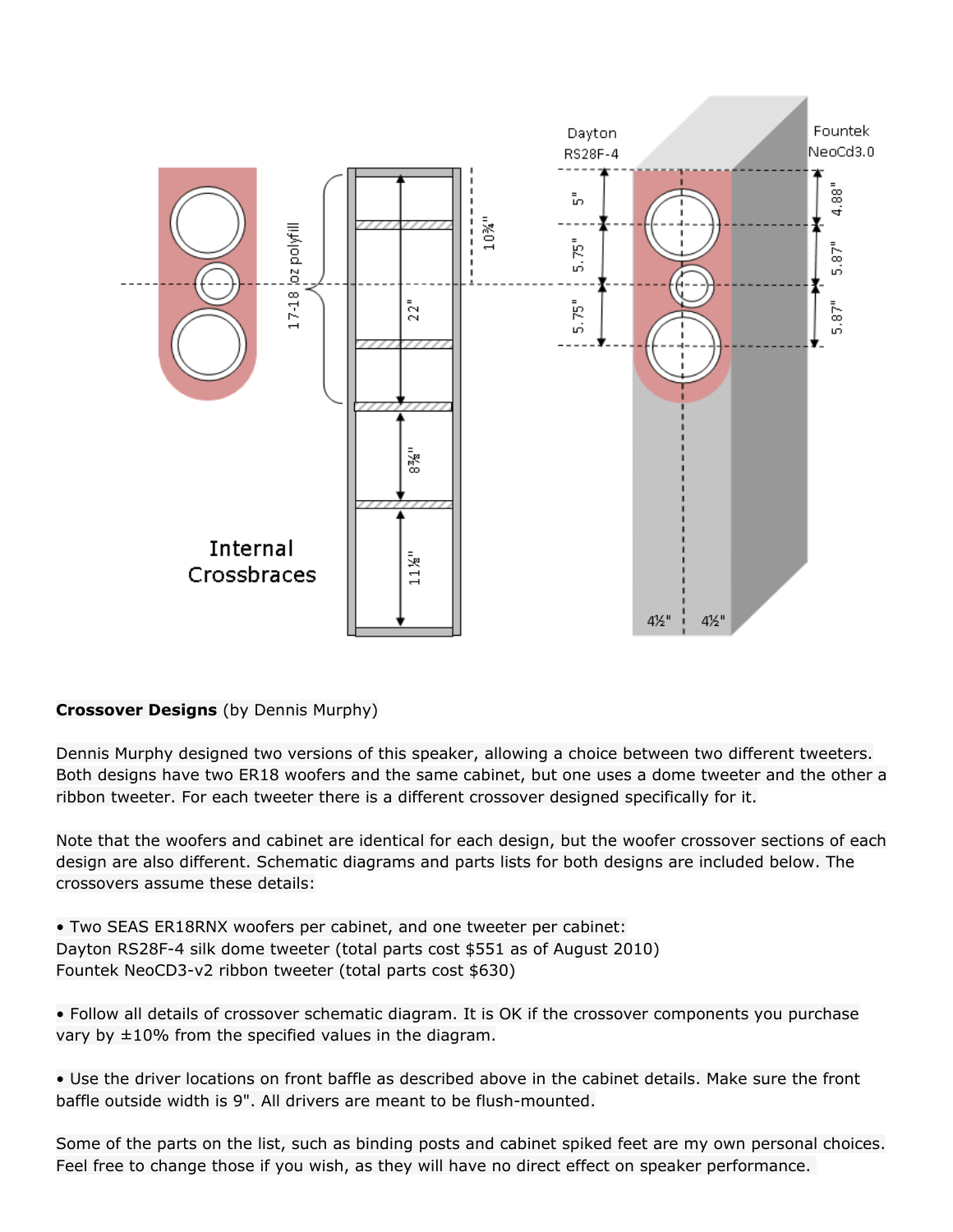Dayton
RS28F-4

Fountek
NeoCd3.0

17-18 oz polyfill

10¾"

22"

8⅞"

11⅛"

5"

5.75"

5.75"

4.88"

5.87"

5.87"

4½"

4½"

Internal
Crossbraces

**Crossover Designs** (by Dennis Murphy)

Dennis Murphy designed two versions of this speaker, allowing a choice between two different tweeters. Both designs have two ER18 woofers and the same cabinet, but one uses a dome tweeter and the other a ribbon tweeter. For each tweeter there is a different crossover designed specifically for it.

Note that the woofers and cabinet are identical for each design, but the woofer crossover sections of each design are also different. Schematic diagrams and parts lists for both designs are included below. The crossovers assume these details:

• Two SEAS ER18RNX woofers per cabinet, and one tweeter per cabinet:
Dayton RS28F-4 silk dome tweeter (total parts cost $551 as of August 2010)
Fountek NeoCD3-v2 ribbon tweeter (total parts cost $630)

• Follow all details of crossover schematic diagram. It is OK if the crossover components you purchase vary by ±10% from the specified values in the diagram.

• Use the driver locations on front baffle as described above in the cabinet details. Make sure the front baffle outside width is 9". All drivers are meant to be flush-mounted.

Some of the parts on the list, such as binding posts and cabinet spiked feet are my own personal choices. Feel free to change those if you wish, as they will have no direct effect on speaker performance.